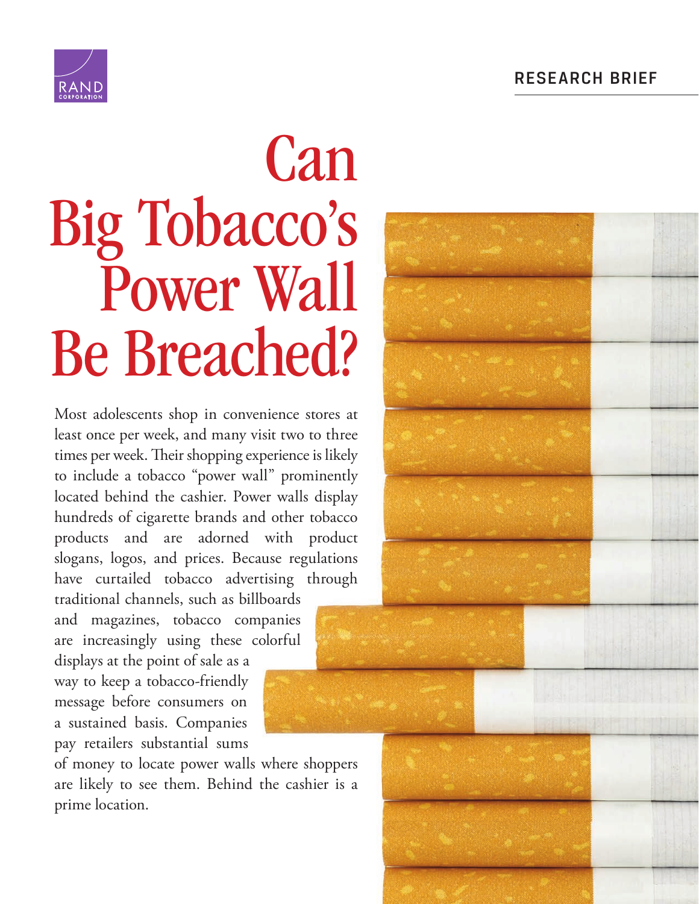RESEARCH BRIEF

# Can Big Tobacco's Power Wall Be Breached?

Most adolescents shop in convenience stores at least once per week, and many visit two to three times per week. Their shopping experience is likely to include a tobacco "power wall" prominently located behind the cashier. Power walls display hundreds of cigarette brands and other tobacco products and are adorned with product slogans, logos, and prices. Because regulations have curtailed tobacco advertising through traditional channels, such as billboards and magazines, tobacco companies are increasingly using these colorful displays at the point of sale as a way to keep a tobacco-friendly message before consumers on a sustained basis. Companies pay retailers substantial sums of money to locate power walls where shoppers are likely to see them. Behind the cashier is a prime location.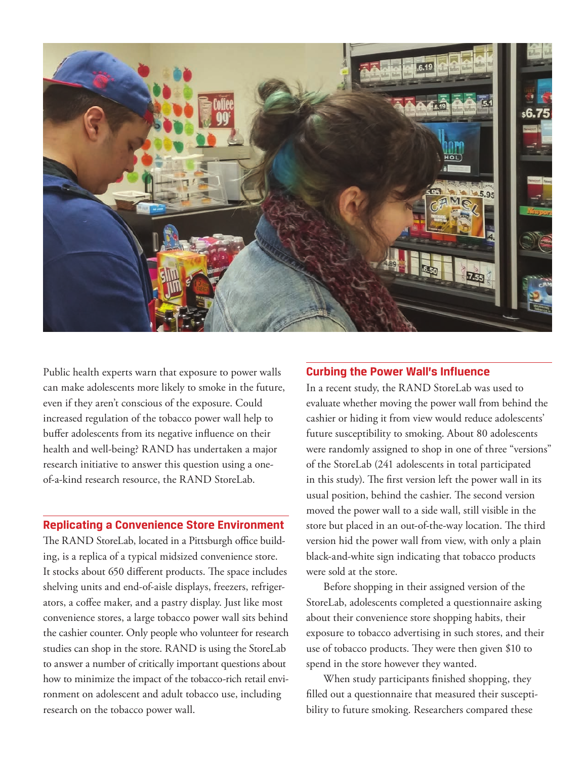Public health experts warn that exposure to power walls can make adolescents more likely to smoke in the future, even if they aren't conscious of the exposure. Could increased regulation of the tobacco power wall help to buffer adolescents from its negative influence on their health and well-being? RAND has undertaken a major research initiative to answer this question using a one-of-a-kind research resource, the RAND StoreLab.

## Replicating a Convenience Store Environment

The RAND StoreLab, located in a Pittsburgh office building, is a replica of a typical midsized convenience store. It stocks about 650 different products. The space includes shelving units and end-of-aisle displays, freezers, refrigerators, a coffee maker, and a pastry display. Just like most convenience stores, a large tobacco power wall sits behind the cashier counter. Only people who volunteer for research studies can shop in the store. RAND is using the StoreLab to answer a number of critically important questions about how to minimize the impact of the tobacco-rich retail environment on adolescent and adult tobacco use, including research on the tobacco power wall.

## Curbing the Power Wall's Influence

In a recent study, the RAND StoreLab was used to evaluate whether moving the power wall from behind the cashier or hiding it from view would reduce adolescents' future susceptibility to smoking. About 80 adolescents were randomly assigned to shop in one of three "versions" of the StoreLab (241 adolescents in total participated in this study). The first version left the power wall in its usual position, behind the cashier. The second version moved the power wall to a side wall, still visible in the store but placed in an out-of-the-way location. The third version hid the power wall from view, with only a plain black-and-white sign indicating that tobacco products were sold at the store.

Before shopping in their assigned version of the StoreLab, adolescents completed a questionnaire asking about their convenience store shopping habits, their exposure to tobacco advertising in such stores, and their use of tobacco products. They were then given $10 to spend in the store however they wanted.

When study participants finished shopping, they filled out a questionnaire that measured their susceptibility to future smoking. Researchers compared these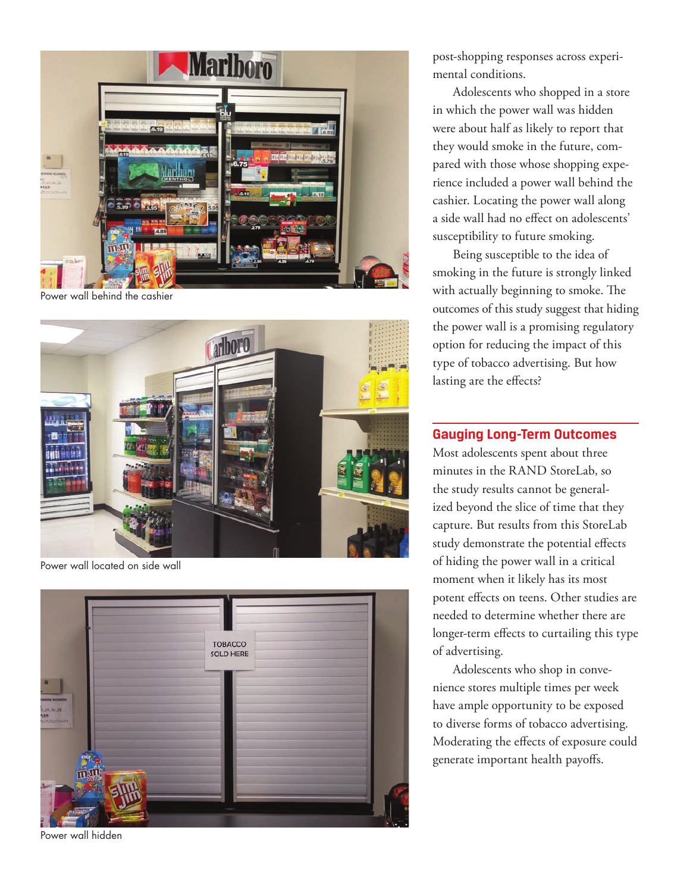Power wall behind the cashier

Power wall located on side wall

Power wall hidden

post-shopping responses across experimental conditions.

Adolescents who shopped in a store in which the power wall was hidden were about half as likely to report that they would smoke in the future, compared with those whose shopping experience included a power wall behind the cashier. Locating the power wall along a side wall had no effect on adolescents' susceptibility to future smoking.

Being susceptible to the idea of smoking in the future is strongly linked with actually beginning to smoke. The outcomes of this study suggest that hiding the power wall is a promising regulatory option for reducing the impact of this type of tobacco advertising. But how lasting are the effects?

## Gauging Long-Term Outcomes

Most adolescents spent about three minutes in the RAND StoreLab, so the study results cannot be generalized beyond the slice of time that they capture. But results from this StoreLab study demonstrate the potential effects of hiding the power wall in a critical moment when it likely has its most potent effects on teens. Other studies are needed to determine whether there are longer-term effects to curtailing this type of advertising.

Adolescents who shop in convenience stores multiple times per week have ample opportunity to be exposed to diverse forms of tobacco advertising. Moderating the effects of exposure could generate important health payoffs.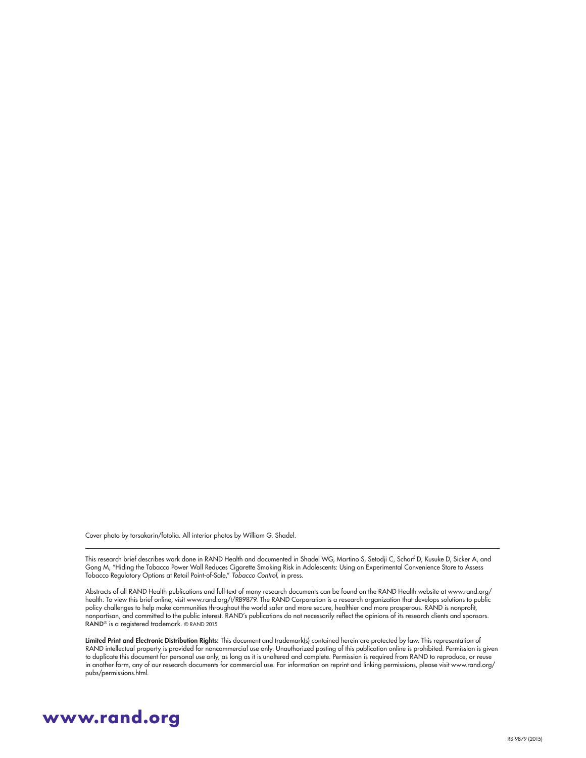Cover photo by torsakarin/fotolia. All interior photos by William G. Shadel.

---

This research brief describes work done in RAND Health and documented in Shadel WG, Martino S, Setodji C, Scharf D, Kusuke D, Sicker A, and Gong M, "Hiding the Tobacco Power Wall Reduces Cigarette Smoking Risk in Adolescents: Using an Experimental Convenience Store to Assess Tobacco Regulatory Options at Retail Point-of-Sale," *Tobacco Control*, in press.

Abstracts of all RAND Health publications and full text of many research documents can be found on the RAND Health website at www.rand.org/health. To view this brief online, visit www.rand.org/t/RB9879. The RAND Corporation is a research organization that develops solutions to public policy challenges to help make communities throughout the world safer and more secure, healthier and more prosperous. RAND is nonprofit, nonpartisan, and committed to the public interest. RAND's publications do not necessarily reflect the opinions of its research clients and sponsors. **RAND**® is a registered trademark. © RAND 2015

**Limited Print and Electronic Distribution Rights:** This document and trademark(s) contained herein are protected by law. This representation of RAND intellectual property is provided for noncommercial use only. Unauthorized posting of this publication online is prohibited. Permission is given to duplicate this document for personal use only, as long as it is unaltered and complete. Permission is required from RAND to reproduce, or reuse in another form, any of our research documents for commercial use. For information on reprint and linking permissions, please visit www.rand.org/pubs/permissions.html.

**www.rand.org**

RB-9879 (2015)